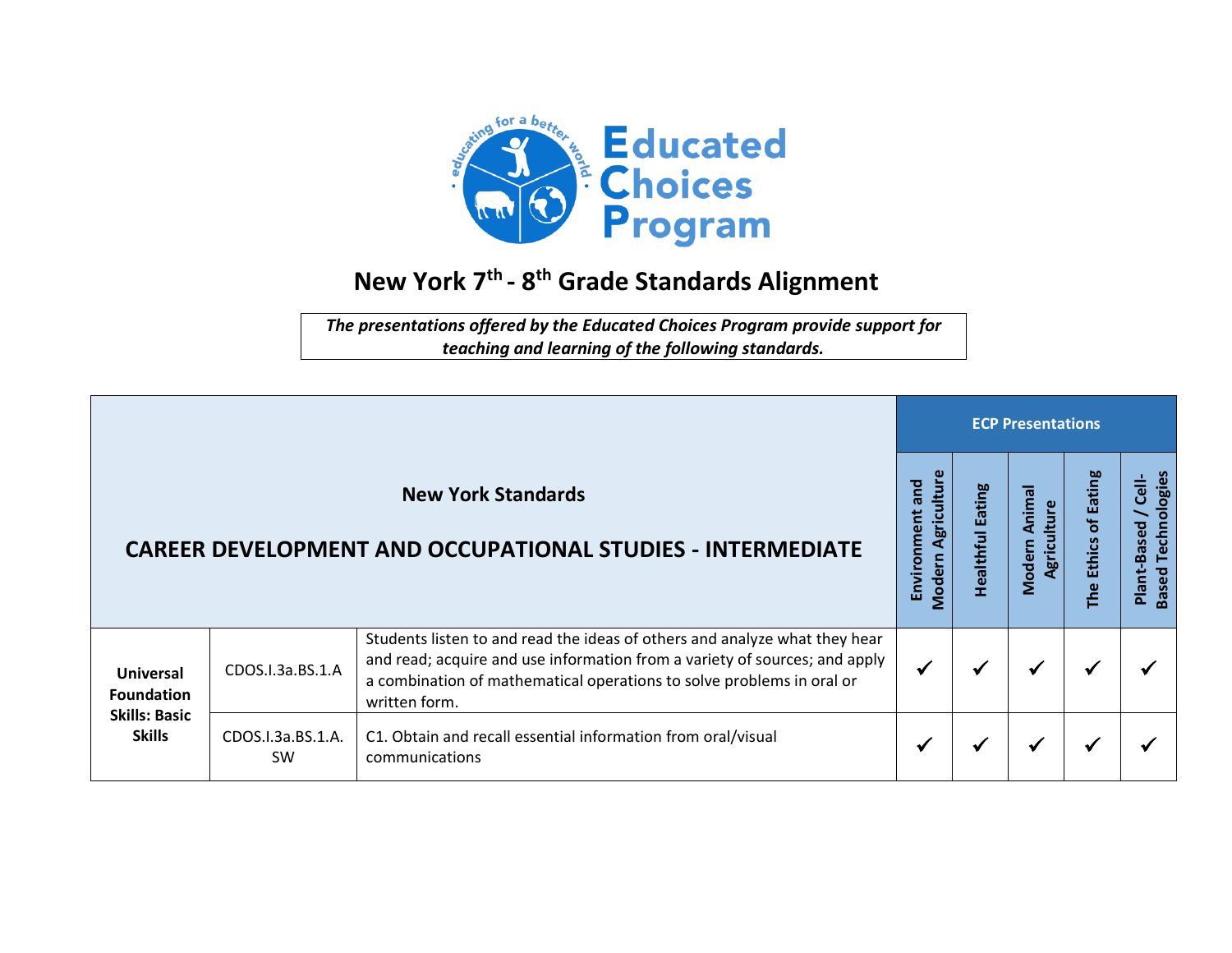# New York 7th - 8th Grade Standards Alignment

*The presentations offered by the Educated Choices Program provide support for teaching and learning of the following standards.*

| New York Standards | | | ECP Presentations | | | | |
|---|---|---|---|---|---|---|---|
| **CAREER DEVELOPMENT AND OCCUPATIONAL STUDIES - INTERMEDIATE** | | | **Environment and Modern Agriculture** | **Healthful Eating** | **Modern Animal Agriculture** | **The Ethics of Eating** | **Plant-Based / Cell-Based Technologies** |
| **Universal Foundation Skills: Basic Skills** | CDOS.I.3a.BS.1.A | Students listen to and read the ideas of others and analyze what they hear and read; acquire and use information from a variety of sources; and apply a combination of mathematical operations to solve problems in oral or written form. | ✓ | ✓ | ✓ | ✓ | ✓ |
| | CDOS.I.3a.BS.1.A.SW | C1. Obtain and recall essential information from oral/visual communications | ✓ | ✓ | ✓ | ✓ | ✓ |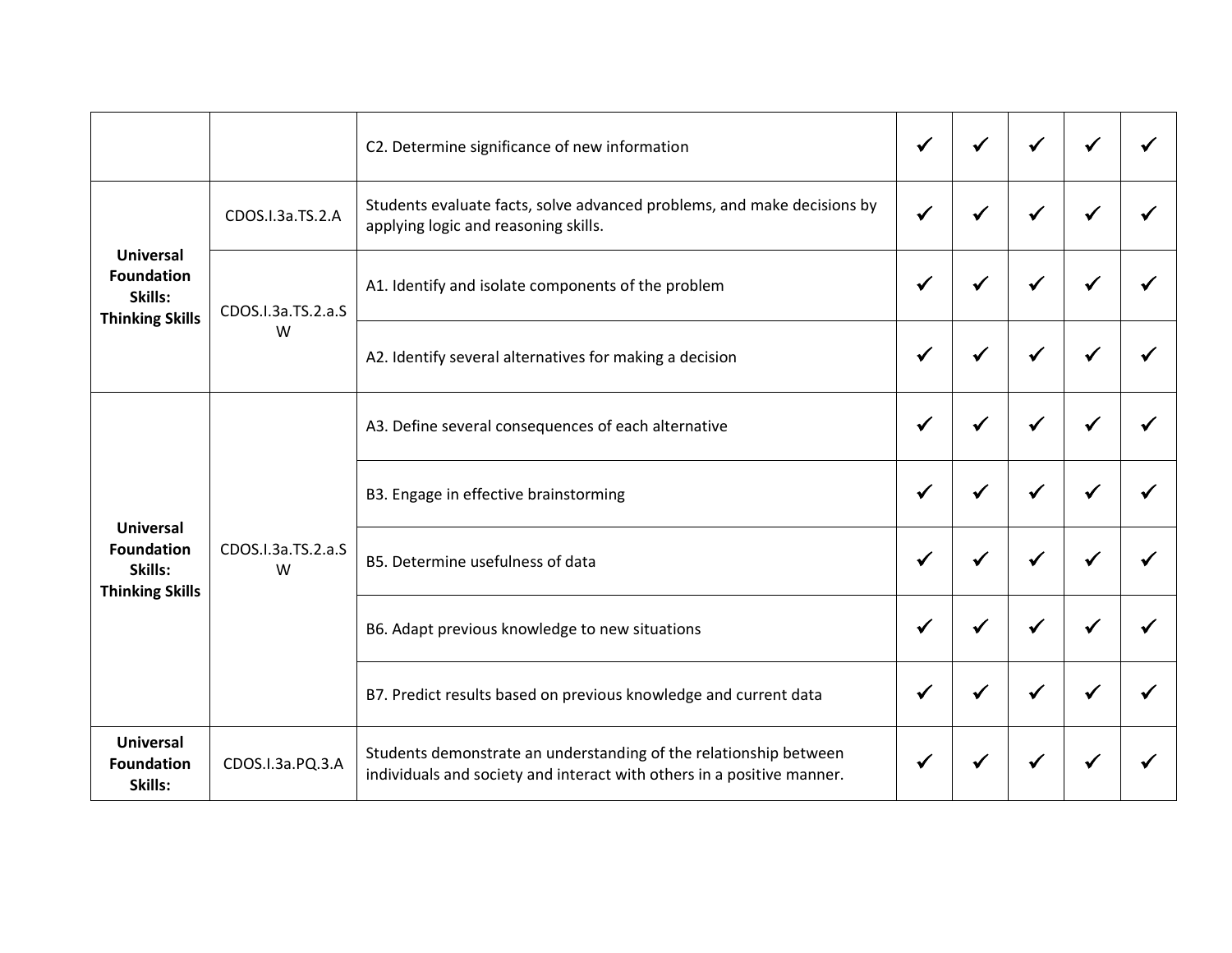|  |  |  |  |  |  |  |  |
|---|---|---|---|---|---|---|---|
|  |  | C2. Determine significance of new information | ✔ | ✔ | ✔ | ✔ | ✔ |
| **Universal Foundation Skills: Thinking Skills** | CDOS.I.3a.TS.2.A | Students evaluate facts, solve advanced problems, and make decisions by applying logic and reasoning skills. | ✔ | ✔ | ✔ | ✔ | ✔ |
|  | CDOS.I.3a.TS.2.a.SW | A1. Identify and isolate components of the problem | ✔ | ✔ | ✔ | ✔ | ✔ |
|  |  | A2. Identify several alternatives for making a decision | ✔ | ✔ | ✔ | ✔ | ✔ |
| **Universal Foundation Skills: Thinking Skills** | CDOS.I.3a.TS.2.a.SW | A3. Define several consequences of each alternative | ✔ | ✔ | ✔ | ✔ | ✔ |
|  |  | B3. Engage in effective brainstorming | ✔ | ✔ | ✔ | ✔ | ✔ |
|  |  | B5. Determine usefulness of data | ✔ | ✔ | ✔ | ✔ | ✔ |
|  |  | B6. Adapt previous knowledge to new situations | ✔ | ✔ | ✔ | ✔ | ✔ |
|  |  | B7. Predict results based on previous knowledge and current data | ✔ | ✔ | ✔ | ✔ | ✔ |
| **Universal Foundation Skills:** | CDOS.I.3a.PQ.3.A | Students demonstrate an understanding of the relationship between individuals and society and interact with others in a positive manner. | ✔ | ✔ | ✔ | ✔ | ✔ |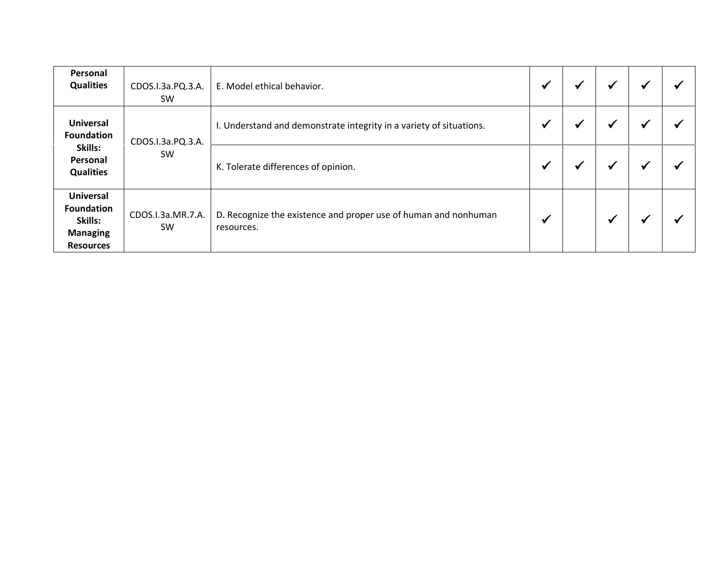| | | | | | | | |
|---|---|---|---|---|---|---|---|
| **Personal Qualities** | CDOS.I.3a.PQ.3.A.SW | E. Model ethical behavior. | ✓ | ✓ | ✓ | ✓ | ✓ |
| **Universal Foundation Skills: Personal Qualities** | CDOS.I.3a.PQ.3.A.SW | I. Understand and demonstrate integrity in a variety of situations. | ✓ | ✓ | ✓ | ✓ | ✓ |
| | | K. Tolerate differences of opinion. | ✓ | ✓ | ✓ | ✓ | ✓ |
| **Universal Foundation Skills: Managing Resources** | CDOS.I.3a.MR.7.A.SW | D. Recognize the existence and proper use of human and nonhuman resources. | ✓ | | ✓ | ✓ | ✓ |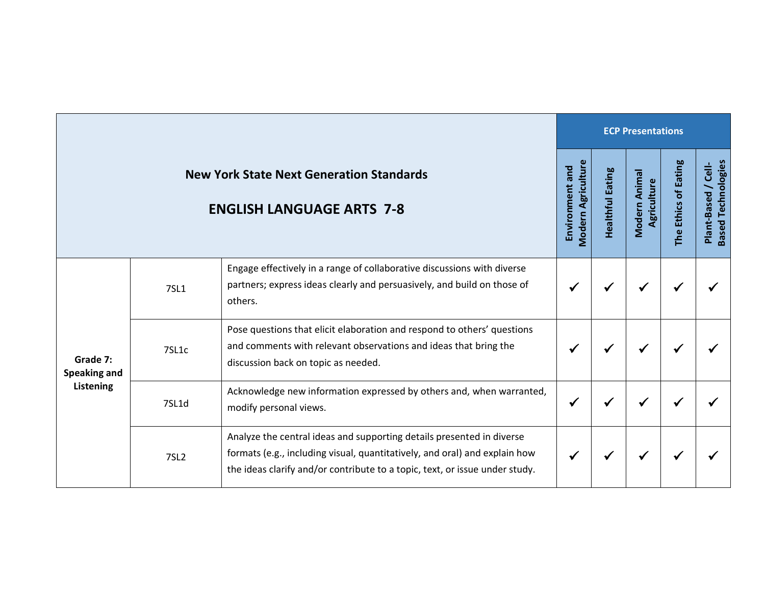| New York State Next Generation Standards<br><br>ENGLISH LANGUAGE ARTS 7-8 | | | ECP Presentations | | | | |
|---|---|---|---|---|---|---|---|
| | | | Environment and Modern Agriculture | Healthful Eating | Modern Animal Agriculture | The Ethics of Eating | Plant-Based / Cell-Based Technologies |
| **Grade 7: Speaking and Listening** | 7SL1 | Engage effectively in a range of collaborative discussions with diverse partners; express ideas clearly and persuasively, and build on those of others. | ✓ | ✓ | ✓ | ✓ | ✓ |
| | 7SL1c | Pose questions that elicit elaboration and respond to others' questions and comments with relevant observations and ideas that bring the discussion back on topic as needed. | ✓ | ✓ | ✓ | ✓ | ✓ |
| | 7SL1d | Acknowledge new information expressed by others and, when warranted, modify personal views. | ✓ | ✓ | ✓ | ✓ | ✓ |
| | 7SL2 | Analyze the central ideas and supporting details presented in diverse formats (e.g., including visual, quantitatively, and oral) and explain how the ideas clarify and/or contribute to a topic, text, or issue under study. | ✓ | ✓ | ✓ | ✓ | ✓ |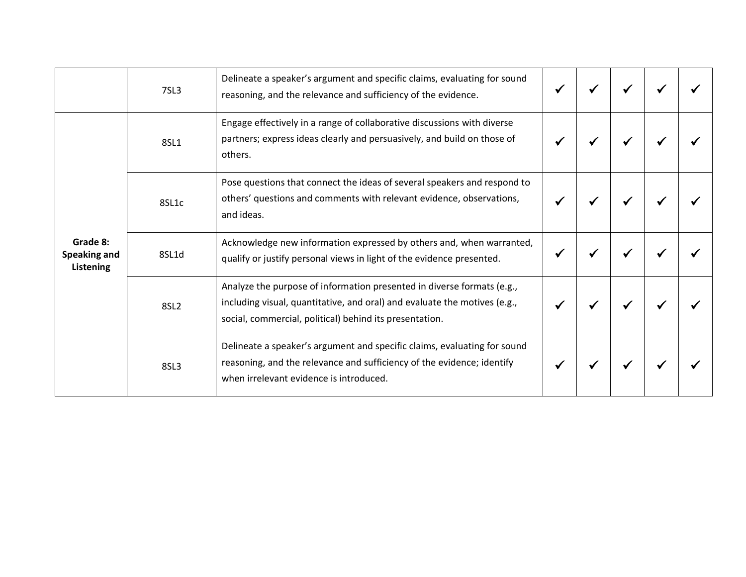| | | | | | | | |
|---|---|---|---|---|---|---|---|
| | 7SL3 | Delineate a speaker's argument and specific claims, evaluating for sound reasoning, and the relevance and sufficiency of the evidence. | ✓ | ✓ | ✓ | ✓ | ✓ |
| **Grade 8: Speaking and Listening** | 8SL1 | Engage effectively in a range of collaborative discussions with diverse partners; express ideas clearly and persuasively, and build on those of others. | ✓ | ✓ | ✓ | ✓ | ✓ |
| | 8SL1c | Pose questions that connect the ideas of several speakers and respond to others' questions and comments with relevant evidence, observations, and ideas. | ✓ | ✓ | ✓ | ✓ | ✓ |
| | 8SL1d | Acknowledge new information expressed by others and, when warranted, qualify or justify personal views in light of the evidence presented. | ✓ | ✓ | ✓ | ✓ | ✓ |
| | 8SL2 | Analyze the purpose of information presented in diverse formats (e.g., including visual, quantitative, and oral) and evaluate the motives (e.g., social, commercial, political) behind its presentation. | ✓ | ✓ | ✓ | ✓ | ✓ |
| | 8SL3 | Delineate a speaker's argument and specific claims, evaluating for sound reasoning, and the relevance and sufficiency of the evidence; identify when irrelevant evidence is introduced. | ✓ | ✓ | ✓ | ✓ | ✓ |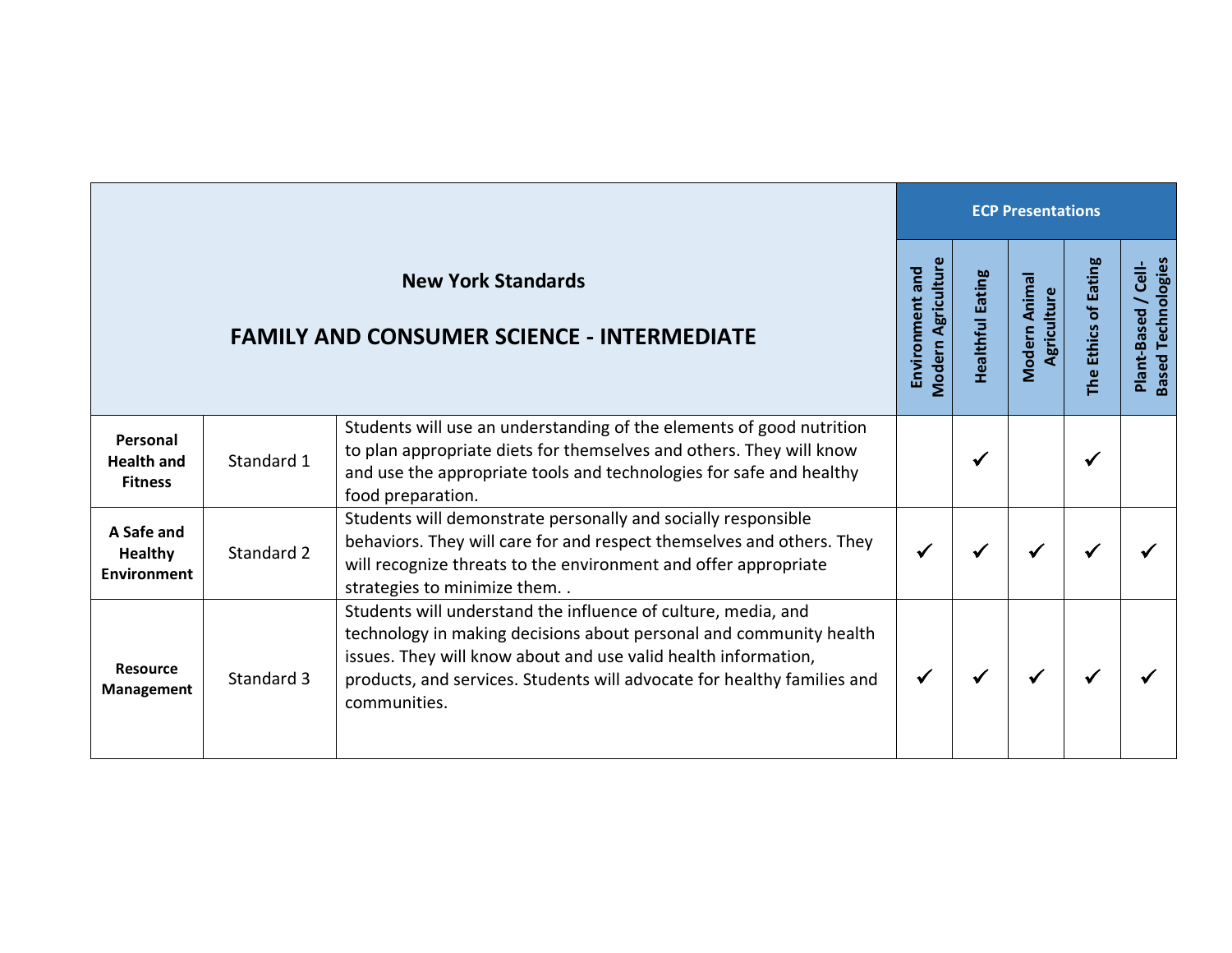| New York Standards<br><br>FAMILY AND CONSUMER SCIENCE - INTERMEDIATE | | | ECP Presentations | | | | |
|---|---|---|---|---|---|---|---|
| | | | Environment and Modern Agriculture | Healthful Eating | Modern Animal Agriculture | The Ethics of Eating | Plant-Based / Cell-Based Technologies |
| **Personal Health and Fitness** | Standard 1 | Students will use an understanding of the elements of good nutrition to plan appropriate diets for themselves and others. They will know and use the appropriate tools and technologies for safe and healthy food preparation. | | ✓ | | ✓ | |
| **A Safe and Healthy Environment** | Standard 2 | Students will demonstrate personally and socially responsible behaviors. They will care for and respect themselves and others. They will recognize threats to the environment and offer appropriate strategies to minimize them. . | ✓ | ✓ | ✓ | ✓ | ✓ |
| **Resource Management** | Standard 3 | Students will understand the influence of culture, media, and technology in making decisions about personal and community health issues. They will know about and use valid health information, products, and services. Students will advocate for healthy families and communities. | ✓ | ✓ | ✓ | ✓ | ✓ |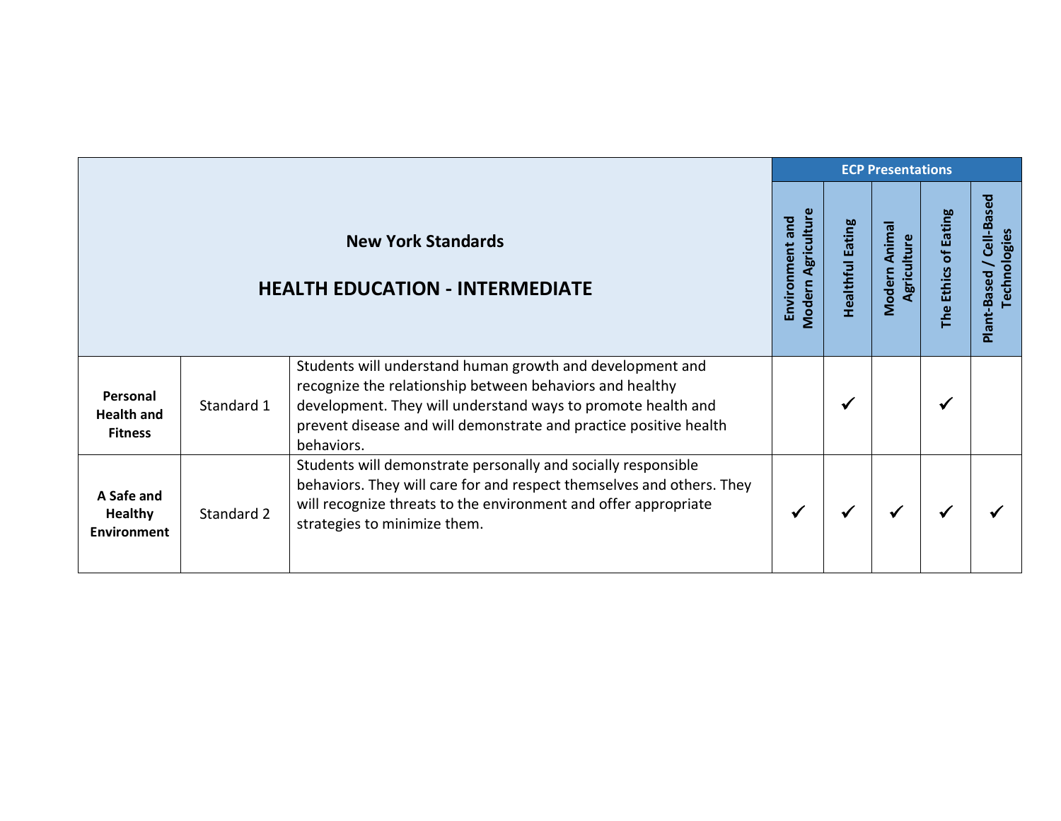| New York Standards<br><br>HEALTH EDUCATION - INTERMEDIATE | | | ECP Presentations | | | | |
|---|---|---|---|---|---|---|---|
| | | | Environment and Modern Agriculture | Healthful Eating | Modern Animal Agriculture | The Ethics of Eating | Plant-Based / Cell-Based Technologies |
| **Personal Health and Fitness** | Standard 1 | Students will understand human growth and development and recognize the relationship between behaviors and healthy development. They will understand ways to promote health and prevent disease and will demonstrate and practice positive health behaviors. | | ✓ | | ✓ | |
| **A Safe and Healthy Environment** | Standard 2 | Students will demonstrate personally and socially responsible behaviors. They will care for and respect themselves and others. They will recognize threats to the environment and offer appropriate strategies to minimize them. | ✓ | ✓ | ✓ | ✓ | ✓ |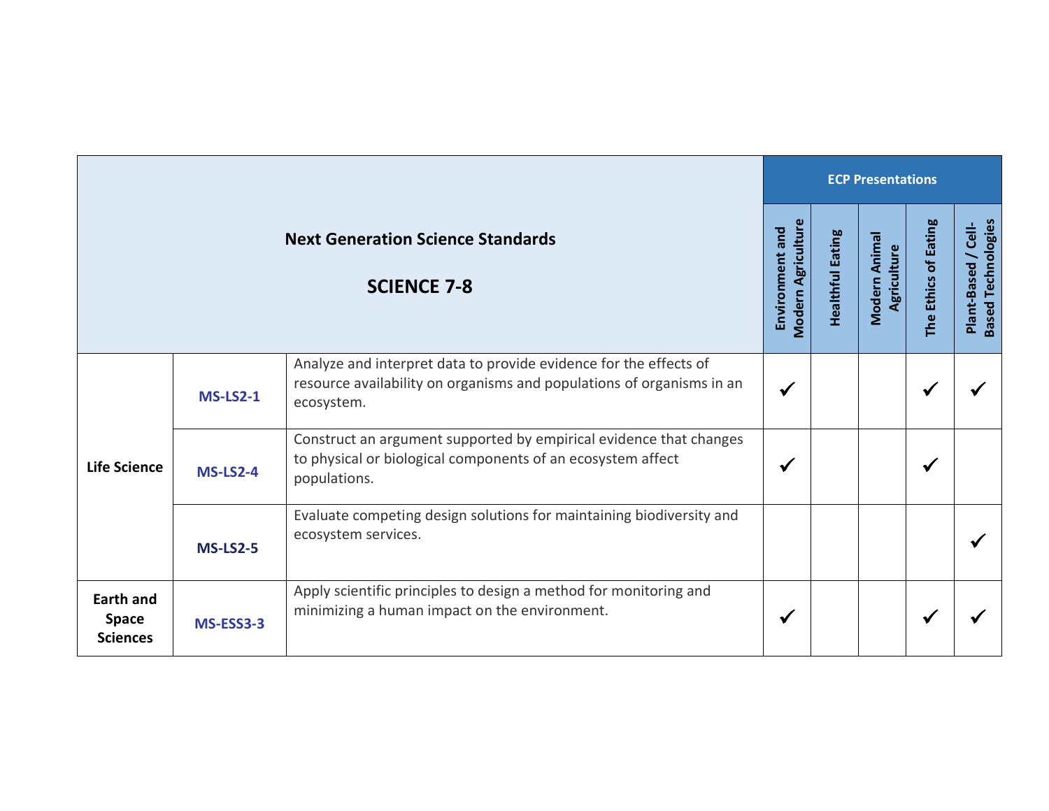| Next Generation Science Standards<br><br>**SCIENCE 7-8** | | | ECP Presentations | | | | |
|---|---|---|---|---|---|---|---|
| | | | **Environment and Modern Agriculture** | **Healthful Eating** | **Modern Animal Agriculture** | **The Ethics of Eating** | **Plant-Based / Cell-Based Technologies** |
| **Life Science** | **MS-LS2-1** | Analyze and interpret data to provide evidence for the effects of resource availability on organisms and populations of organisms in an ecosystem. | ✓ | | | ✓ | ✓ |
| | **MS-LS2-4** | Construct an argument supported by empirical evidence that changes to physical or biological components of an ecosystem affect populations. | ✓ | | | ✓ | |
| | **MS-LS2-5** | Evaluate competing design solutions for maintaining biodiversity and ecosystem services. | | | | | ✓ |
| **Earth and Space Sciences** | **MS-ESS3-3** | Apply scientific principles to design a method for monitoring and minimizing a human impact on the environment. | ✓ | | | ✓ | ✓ |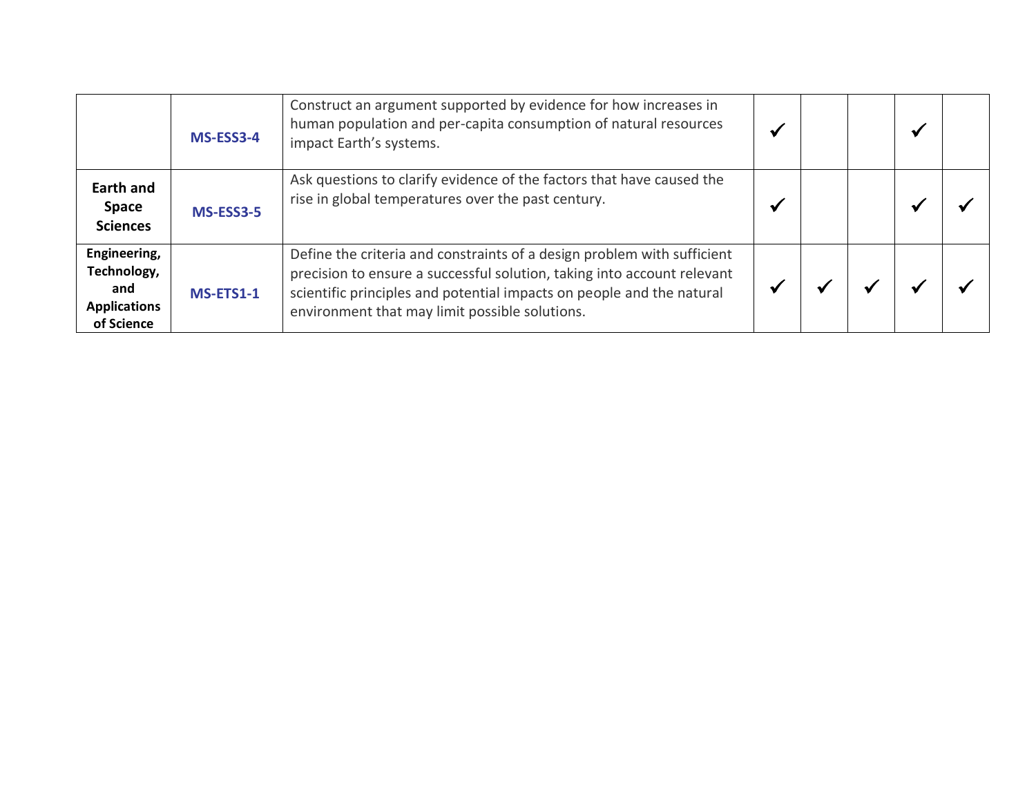| | | | | | | | |
|---|---|---|---|---|---|---|---|
| | **MS-ESS3-4** | Construct an argument supported by evidence for how increases in human population and per-capita consumption of natural resources impact Earth's systems. | ✓ | | | ✓ | |
| **Earth and Space Sciences** | **MS-ESS3-5** | Ask questions to clarify evidence of the factors that have caused the rise in global temperatures over the past century. | ✓ | | | ✓ | ✓ |
| **Engineering, Technology, and Applications of Science** | **MS-ETS1-1** | Define the criteria and constraints of a design problem with sufficient precision to ensure a successful solution, taking into account relevant scientific principles and potential impacts on people and the natural environment that may limit possible solutions. | ✓ | ✓ | ✓ | ✓ | ✓ |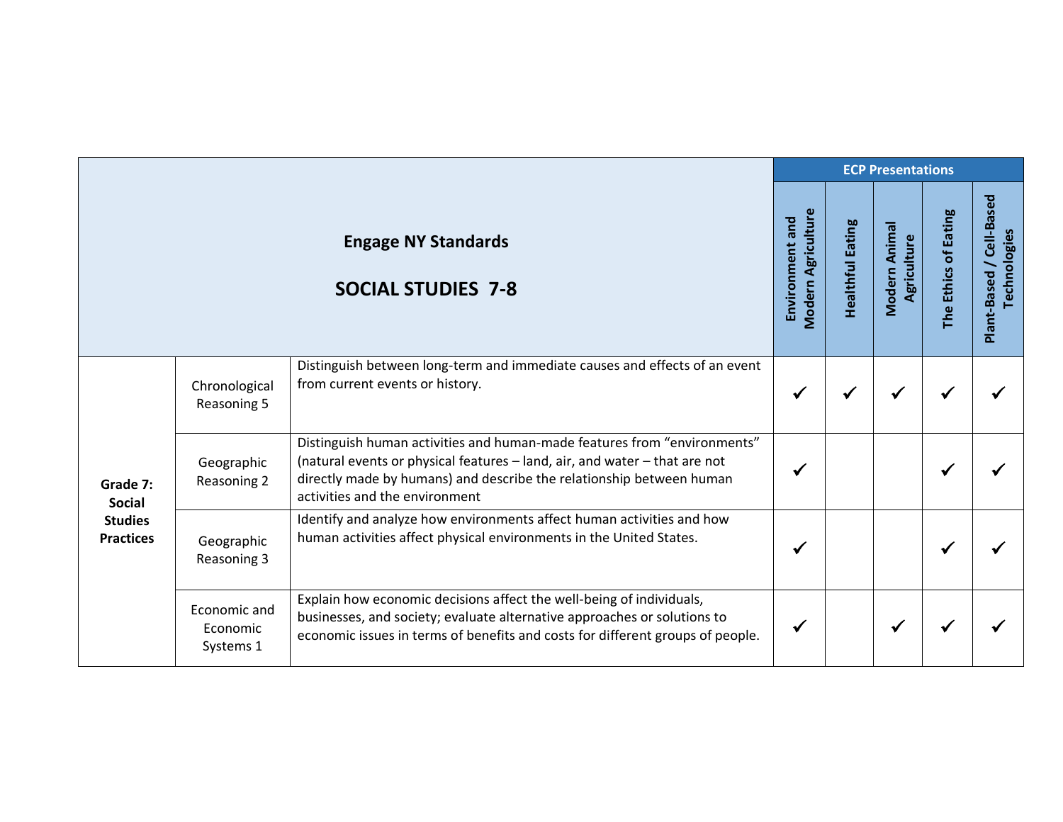| Engage NY Standards<br><br>SOCIAL STUDIES 7-8 | | | ECP Presentations | | | | |
|---|---|---|---|---|---|---|---|
| | | | Environment and Modern Agriculture | Healthful Eating | Modern Animal Agriculture | The Ethics of Eating | Plant-Based / Cell-Based Technologies |
| **Grade 7: Social Studies Practices** | Chronological Reasoning 5 | Distinguish between long-term and immediate causes and effects of an event from current events or history. | ✓ | ✓ | ✓ | ✓ | ✓ |
| | Geographic Reasoning 2 | Distinguish human activities and human-made features from "environments" (natural events or physical features – land, air, and water – that are not directly made by humans) and describe the relationship between human activities and the environment | ✓ | | | ✓ | ✓ |
| | Geographic Reasoning 3 | Identify and analyze how environments affect human activities and how human activities affect physical environments in the United States. | ✓ | | | ✓ | ✓ |
| | Economic and Economic Systems 1 | Explain how economic decisions affect the well-being of individuals, businesses, and society; evaluate alternative approaches or solutions to economic issues in terms of benefits and costs for different groups of people. | ✓ | | ✓ | ✓ | ✓ |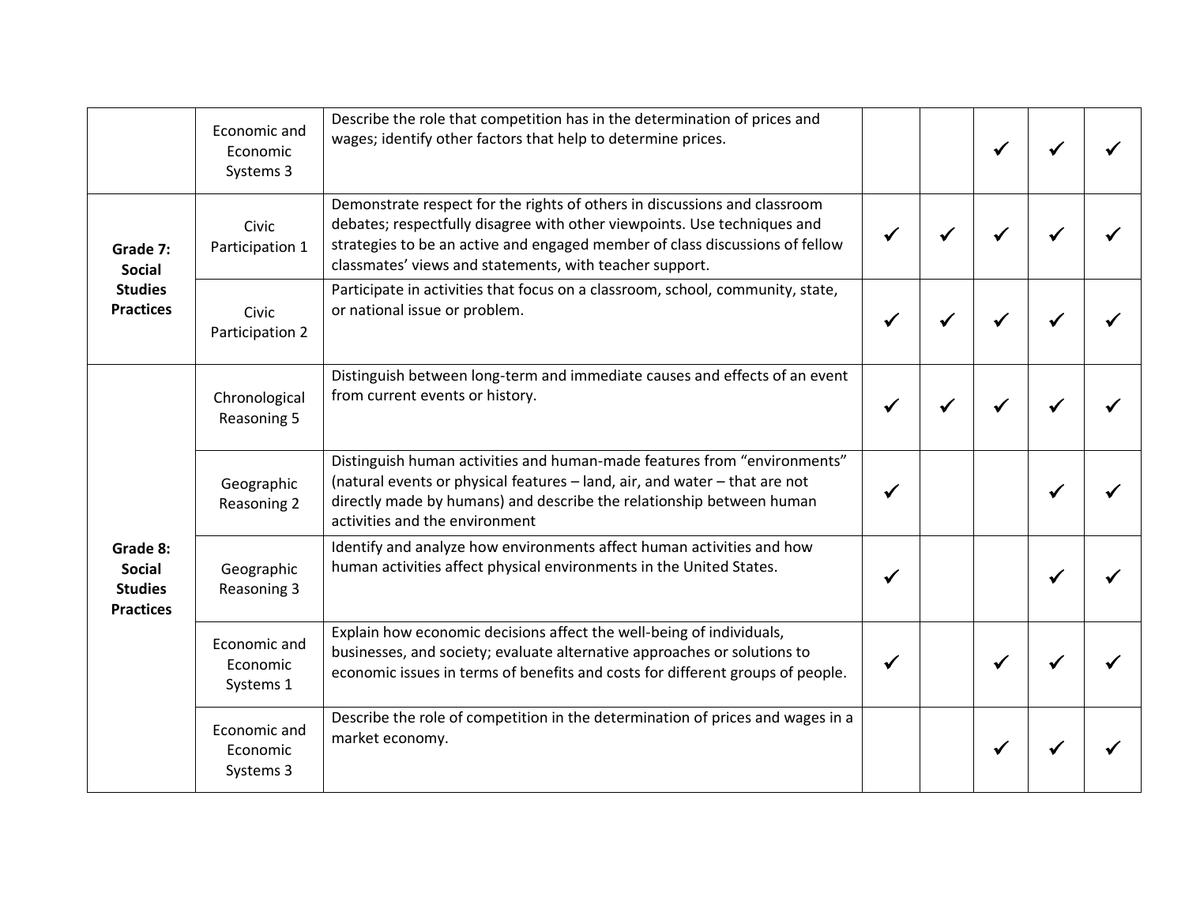| | | | | | | | |
|---|---|---|---|---|---|---|---|
| | Economic and Economic Systems 3 | Describe the role that competition has in the determination of prices and wages; identify other factors that help to determine prices. | | | ✓ | ✓ | ✓ |
| **Grade 7: Social Studies Practices** | Civic Participation 1 | Demonstrate respect for the rights of others in discussions and classroom debates; respectfully disagree with other viewpoints. Use techniques and strategies to be an active and engaged member of class discussions of fellow classmates' views and statements, with teacher support. | ✓ | ✓ | ✓ | ✓ | ✓ |
| | Civic Participation 2 | Participate in activities that focus on a classroom, school, community, state, or national issue or problem. | ✓ | ✓ | ✓ | ✓ | ✓ |
| **Grade 8: Social Studies Practices** | Chronological Reasoning 5 | Distinguish between long-term and immediate causes and effects of an event from current events or history. | ✓ | ✓ | ✓ | ✓ | ✓ |
| | Geographic Reasoning 2 | Distinguish human activities and human-made features from "environments" (natural events or physical features – land, air, and water – that are not directly made by humans) and describe the relationship between human activities and the environment | ✓ | | | ✓ | ✓ |
| | Geographic Reasoning 3 | Identify and analyze how environments affect human activities and how human activities affect physical environments in the United States. | ✓ | | | ✓ | ✓ |
| | Economic and Economic Systems 1 | Explain how economic decisions affect the well-being of individuals, businesses, and society; evaluate alternative approaches or solutions to economic issues in terms of benefits and costs for different groups of people. | ✓ | | ✓ | ✓ | ✓ |
| | Economic and Economic Systems 3 | Describe the role of competition in the determination of prices and wages in a market economy. | | | ✓ | ✓ | ✓ |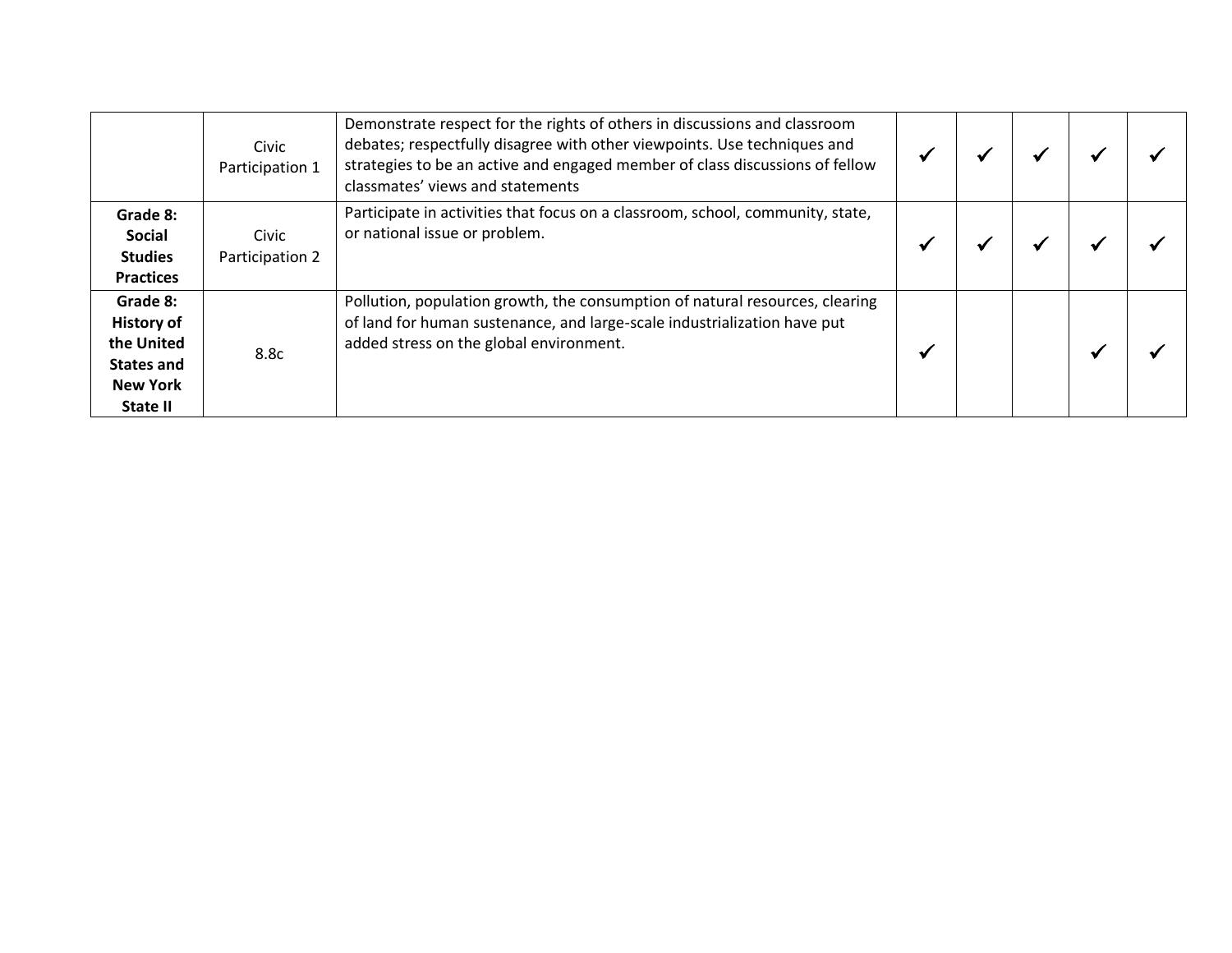| | | | | | | | |
|---|---|---|---|---|---|---|---|
| | Civic Participation 1 | Demonstrate respect for the rights of others in discussions and classroom debates; respectfully disagree with other viewpoints. Use techniques and strategies to be an active and engaged member of class discussions of fellow classmates' views and statements | ✓ | ✓ | ✓ | ✓ | ✓ |
| **Grade 8: Social Studies Practices** | Civic Participation 2 | Participate in activities that focus on a classroom, school, community, state, or national issue or problem. | ✓ | ✓ | ✓ | ✓ | ✓ |
| **Grade 8: History of the United States and New York State II** | 8.8c | Pollution, population growth, the consumption of natural resources, clearing of land for human sustenance, and large-scale industrialization have put added stress on the global environment. | ✓ | | | ✓ | ✓ |